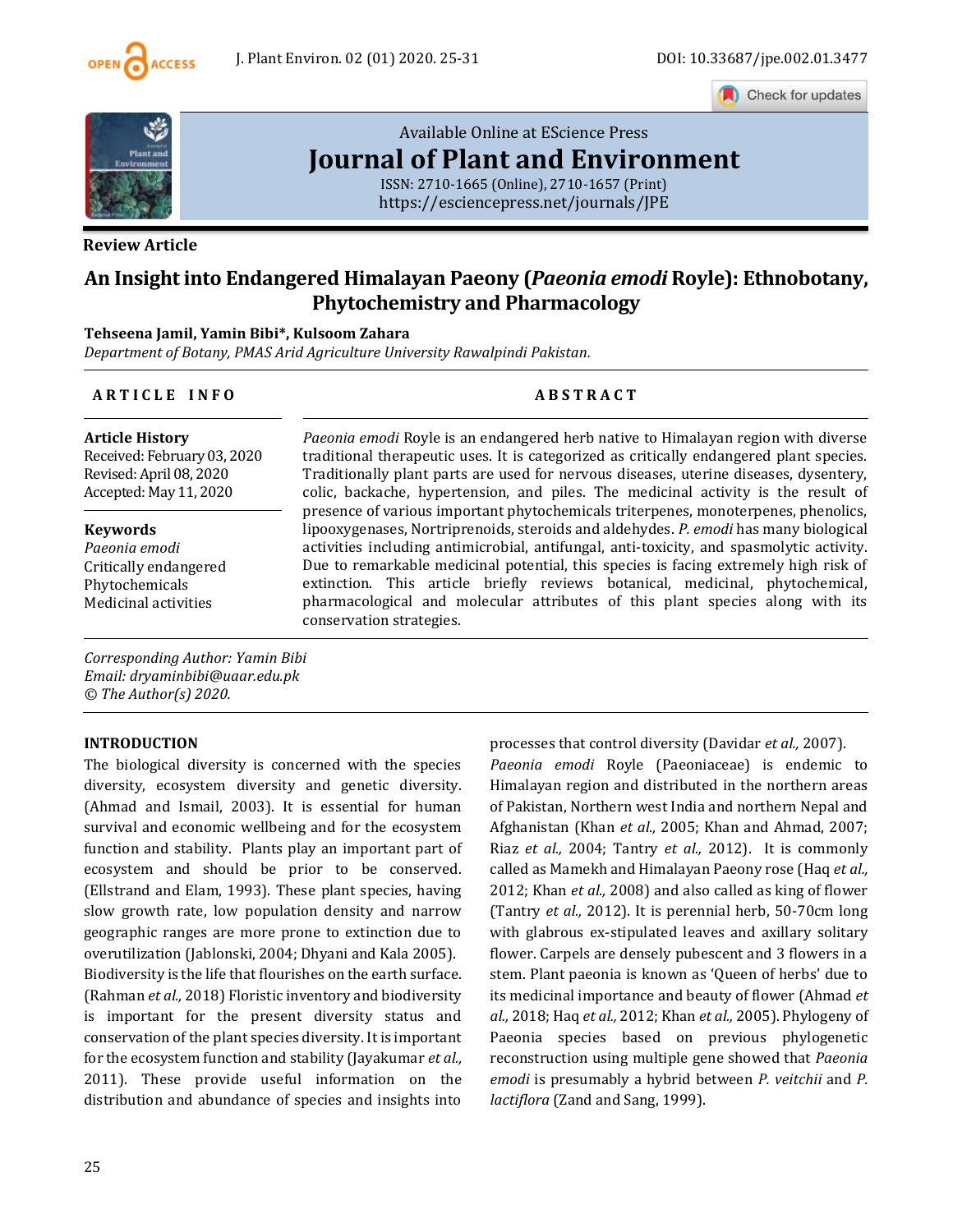Available Online at EScience Press

# Journal of Plant and Environment

ISSN: 2710-1665 (Online), 2710-1657 (Print)
https://esciencepress.net/journals/JPE

**Review Article**

## An Insight into Endangered Himalayan Paeony (*Paeonia emodi* Royle): Ethnobotany, Phytochemistry and Pharmacology

**Tehseena Jamil, Yamin Bibi\*, Kulsoom Zahara**

*Department of Botany, PMAS Arid Agriculture University Rawalpindi Pakistan.*

**ARTICLE INFO**

**Article History**
Received: February 03, 2020
Revised: April 08, 2020
Accepted: May 11, 2020

**Keywords**
*Paeonia emodi*
Critically endangered
Phytochemicals
Medicinal activities

**ABSTRACT**

*Paeonia emodi* Royle is an endangered herb native to Himalayan region with diverse traditional therapeutic uses. It is categorized as critically endangered plant species. Traditionally plant parts are used for nervous diseases, uterine diseases, dysentery, colic, backache, hypertension, and piles. The medicinal activity is the result of presence of various important phytochemicals triterpenes, monoterpenes, phenolics, lipooxygenases, Nortriprenoids, steroids and aldehydes. *P. emodi* has many biological activities including antimicrobial, antifungal, anti-toxicity, and spasmolytic activity. Due to remarkable medicinal potential, this species is facing extremely high risk of extinction. This article briefly reviews botanical, medicinal, phytochemical, pharmacological and molecular attributes of this plant species along with its conservation strategies.

*Corresponding Author: Yamin Bibi*
*Email: dryaminbibi@uaar.edu.pk*
*© The Author(s) 2020.*

### INTRODUCTION

The biological diversity is concerned with the species diversity, ecosystem diversity and genetic diversity. (Ahmad and Ismail, 2003). It is essential for human survival and economic wellbeing and for the ecosystem function and stability. Plants play an important part of ecosystem and should be prior to be conserved. (Ellstrand and Elam, 1993). These plant species, having slow growth rate, low population density and narrow geographic ranges are more prone to extinction due to overutilization (Jablonski, 2004; Dhyani and Kala 2005).
Biodiversity is the life that flourishes on the earth surface. (Rahman *et al.,* 2018) Floristic inventory and biodiversity is important for the present diversity status and conservation of the plant species diversity. It is important for the ecosystem function and stability (Jayakumar *et al.,* 2011). These provide useful information on the distribution and abundance of species and insights into processes that control diversity (Davidar *et al.,* 2007).
*Paeonia emodi* Royle (Paeoniaceae) is endemic to Himalayan region and distributed in the northern areas of Pakistan, Northern west India and northern Nepal and Afghanistan (Khan *et al.,* 2005; Khan and Ahmad, 2007; Riaz *et al.,* 2004; Tantry *et al.,* 2012). It is commonly called as Mamekh and Himalayan Paeony rose (Haq *et al.,* 2012; Khan *et al.,* 2008) and also called as king of flower (Tantry *et al.,* 2012). It is perennial herb, 50-70cm long with glabrous ex-stipulated leaves and axillary solitary flower. Carpels are densely pubescent and 3 flowers in a stem. Plant paeonia is known as 'Queen of herbs' due to its medicinal importance and beauty of flower (Ahmad *et al.,* 2018; Haq *et al.,* 2012; Khan *et al.,* 2005). Phylogeny of Paeonia species based on previous phylogenetic reconstruction using multiple gene showed that *Paeonia emodi* is presumably a hybrid between *P. veitchii* and *P. lactiflora* (Zand and Sang, 1999).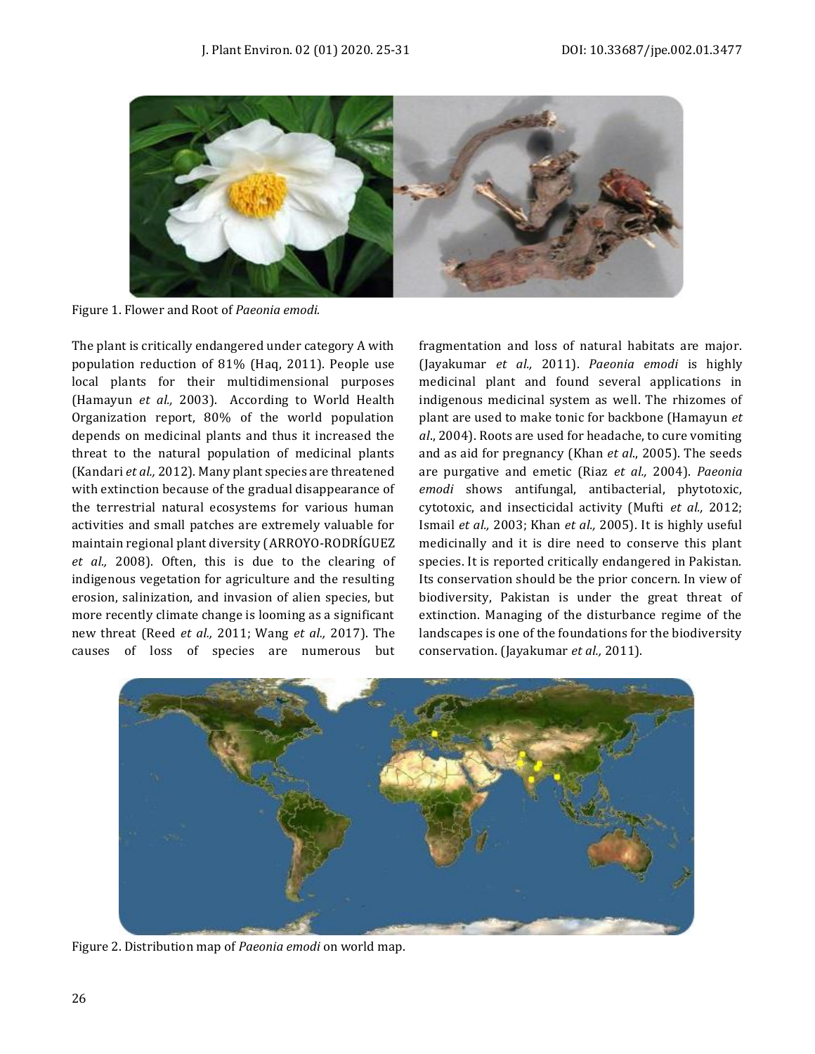Figure 1. Flower and Root of *Paeonia emodi.*

The plant is critically endangered under category A with population reduction of 81% (Haq, 2011). People use local plants for their multidimensional purposes (Hamayun *et al.,* 2003). According to World Health Organization report, 80% of the world population depends on medicinal plants and thus it increased the threat to the natural population of medicinal plants (Kandari *et al.,* 2012). Many plant species are threatened with extinction because of the gradual disappearance of the terrestrial natural ecosystems for various human activities and small patches are extremely valuable for maintain regional plant diversity (ARROYO-RODRÍGUEZ *et al.,* 2008). Often, this is due to the clearing of indigenous vegetation for agriculture and the resulting erosion, salinization, and invasion of alien species, but more recently climate change is looming as a significant new threat (Reed *et al.,* 2011; Wang *et al.,* 2017). The causes of loss of species are numerous but fragmentation and loss of natural habitats are major. (Jayakumar *et al.,* 2011). *Paeonia emodi* is highly medicinal plant and found several applications in indigenous medicinal system as well. The rhizomes of plant are used to make tonic for backbone (Hamayun *et al*., 2004). Roots are used for headache, to cure vomiting and as aid for pregnancy (Khan *et al*., 2005). The seeds are purgative and emetic (Riaz *et al.,* 2004). *Paeonia emodi* shows antifungal, antibacterial, phytotoxic, cytotoxic, and insecticidal activity (Mufti *et al.,* 2012; Ismail *et al.,* 2003; Khan *et al.,* 2005). It is highly useful medicinally and it is dire need to conserve this plant species. It is reported critically endangered in Pakistan. Its conservation should be the prior concern. In view of biodiversity, Pakistan is under the great threat of extinction. Managing of the disturbance regime of the landscapes is one of the foundations for the biodiversity conservation. (Jayakumar *et al.,* 2011).

Figure 2. Distribution map of *Paeonia emodi* on world map.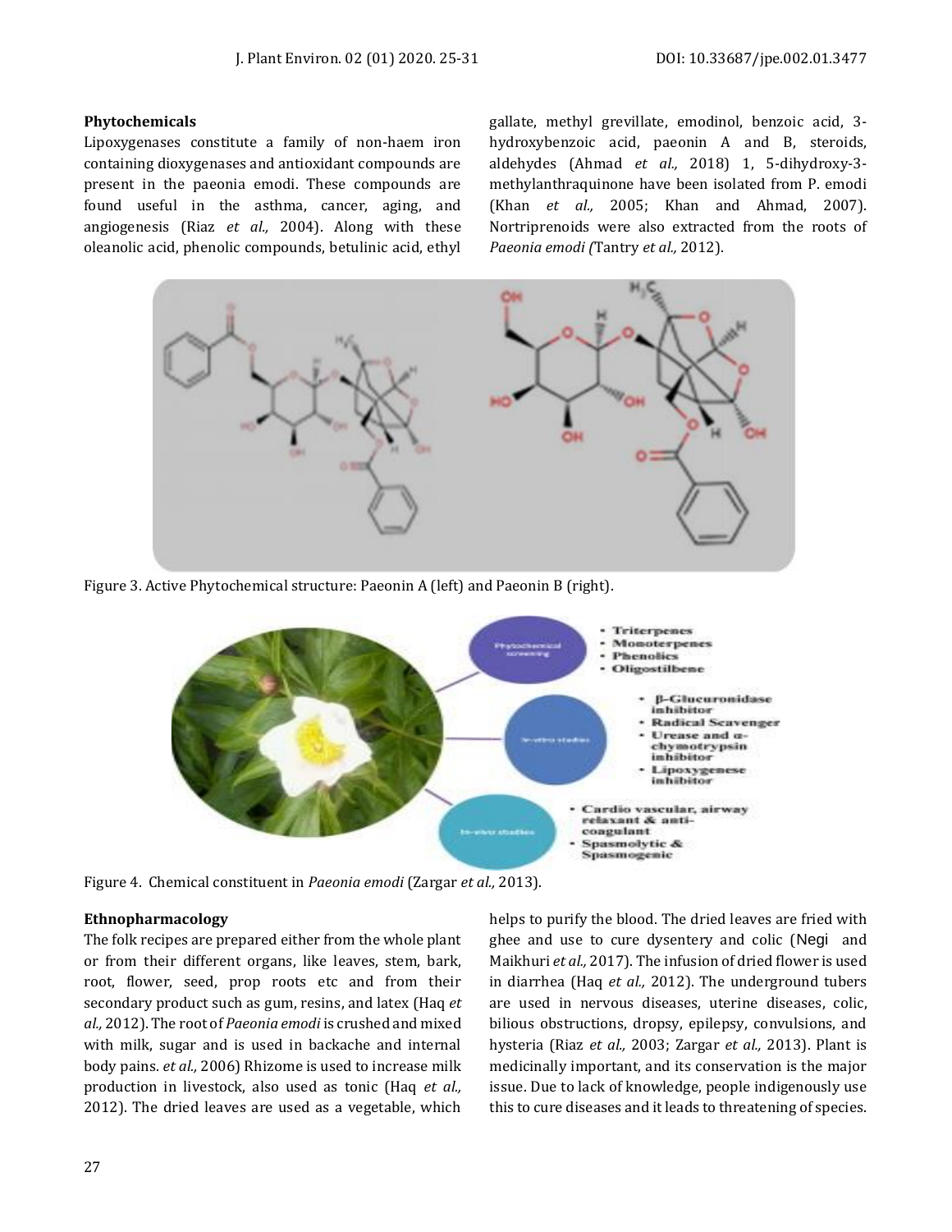**Phytochemicals**

Lipoxygenases constitute a family of non-haem iron containing dioxygenases and antioxidant compounds are present in the paeonia emodi. These compounds are found useful in the asthma, cancer, aging, and angiogenesis (Riaz *et al.,* 2004). Along with these oleanolic acid, phenolic compounds, betulinic acid, ethyl gallate, methyl grevillate, emodinol, benzoic acid, 3-hydroxybenzoic acid, paeonin A and B, steroids, aldehydes (Ahmad *et al.,* 2018) 1, 5-dihydroxy-3-methylanthraquinone have been isolated from P. emodi (Khan *et al.,* 2005; Khan and Ahmad, 2007). Nortriprenoids were also extracted from the roots of *Paeonia emodi (*Tantry *et al.,* 2012).

Figure 3. Active Phytochemical structure: Paeonin A (left) and Paeonin B (right).

Figure 4. Chemical constituent in *Paeonia emodi* (Zargar *et al.,* 2013).

**Ethnopharmacology**

The folk recipes are prepared either from the whole plant or from their different organs, like leaves, stem, bark, root, flower, seed, prop roots etc and from their secondary product such as gum, resins, and latex (Haq *et al.,* 2012). The root of *Paeonia emodi* is crushed and mixed with milk, sugar and is used in backache and internal body pains. *et al.,* 2006) Rhizome is used to increase milk production in livestock, also used as tonic (Haq *et al.,* 2012). The dried leaves are used as a vegetable, which helps to purify the blood. The dried leaves are fried with ghee and use to cure dysentery and colic (Negi and Maikhuri *et al.,* 2017). The infusion of dried flower is used in diarrhea (Haq *et al.,* 2012). The underground tubers are used in nervous diseases, uterine diseases, colic, bilious obstructions, dropsy, epilepsy, convulsions, and hysteria (Riaz *et al.,* 2003; Zargar *et al.,* 2013). Plant is medicinally important, and its conservation is the major issue. Due to lack of knowledge, people indigenously use this to cure diseases and it leads to threatening of species.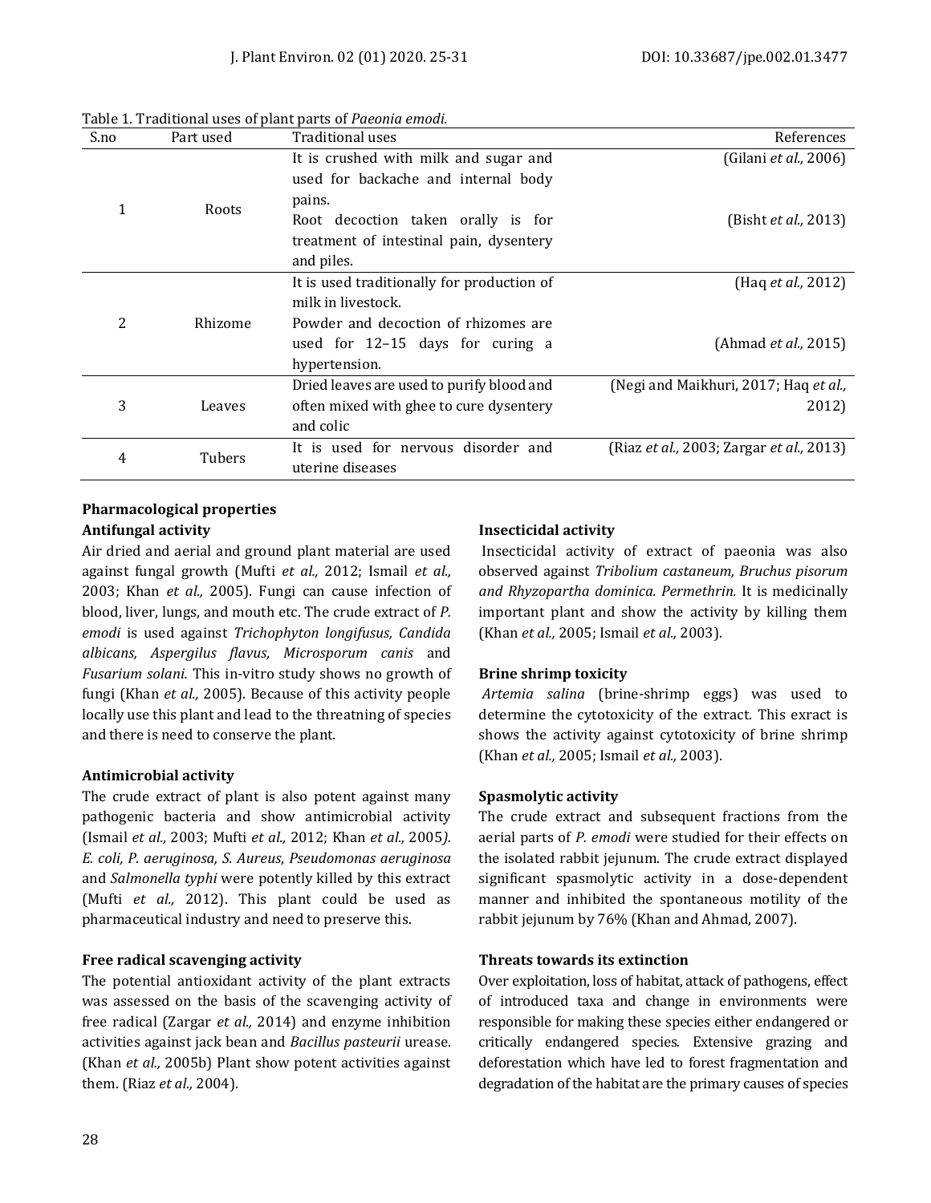Table 1. Traditional uses of plant parts of *Paeonia emodi*.

| S.no | Part used | Traditional uses | References |
|---|---|---|---|
| 1 | Roots | It is crushed with milk and sugar and used for backache and internal body pains. | (Gilani *et al.,* 2006) |
| | | Root decoction taken orally is for treatment of intestinal pain, dysentery and piles. | (Bisht *et al.,* 2013) |
| 2 | Rhizome | It is used traditionally for production of milk in livestock. | (Haq *et al.,* 2012) |
| | | Powder and decoction of rhizomes are used for 12–15 days for curing a hypertension. | (Ahmad *et al.,* 2015) |
| 3 | Leaves | Dried leaves are used to purify blood and often mixed with ghee to cure dysentery and colic | (Negi and Maikhuri, 2017; Haq *et al.,* 2012) |
| 4 | Tubers | It is used for nervous disorder and uterine diseases | (Riaz *et al.,* 2003; Zargar *et al.,* 2013) |

## Pharmacological properties

### Antifungal activity

Air dried and aerial and ground plant material are used against fungal growth (Mufti *et al.,* 2012; Ismail *et al.,* 2003; Khan *et al.,* 2005). Fungi can cause infection of blood, liver, lungs, and mouth etc. The crude extract of *P. emodi* is used against *Trichophyton longifusus, Candida albicans, Aspergilus flavus, Microsporum canis* and *Fusarium solani.* This in-vitro study shows no growth of fungi (Khan *et al.,* 2005). Because of this activity people locally use this plant and lead to the threatning of species and there is need to conserve the plant.

### Antimicrobial activity

The crude extract of plant is also potent against many pathogenic bacteria and show antimicrobial activity (Ismail *et al.,* 2003; Mufti *et al.,* 2012; Khan *et al.,* 2005*). E. coli, P. aeruginosa, S. Aureus*, *Pseudomonas aeruginosa* and *Salmonella typhi* were potently killed by this extract (Mufti *et al.,* 2012). This plant could be used as pharmaceutical industry and need to preserve this.

### Free radical scavenging activity

The potential antioxidant activity of the plant extracts was assessed on the basis of the scavenging activity of free radical (Zargar *et al.,* 2014) and enzyme inhibition activities against jack bean and *Bacillus pasteurii* urease. (Khan *et al.,* 2005b) Plant show potent activities against them. (Riaz *et al.,* 2004).

### Insecticidal activity

Insecticidal activity of extract of paeonia was also observed against *Tribolium castaneum, Bruchus pisorum and Rhyzopartha dominica. Permethrin.* It is medicinally important plant and show the activity by killing them (Khan *et al.,* 2005; Ismail *et al.,* 2003).

### Brine shrimp toxicity

*Artemia salina* (brine-shrimp eggs) was used to determine the cytotoxicity of the extract. This exract is shows the activity against cytotoxicity of brine shrimp (Khan *et al.,* 2005; Ismail *et al.,* 2003).

### Spasmolytic activity

The crude extract and subsequent fractions from the aerial parts of *P. emodi* were studied for their effects on the isolated rabbit jejunum. The crude extract displayed significant spasmolytic activity in a dose-dependent manner and inhibited the spontaneous motility of the rabbit jejunum by 76% (Khan and Ahmad, 2007).

### Threats towards its extinction

Over exploitation, loss of habitat, attack of pathogens, effect of introduced taxa and change in environments were responsible for making these species either endangered or critically endangered species. Extensive grazing and deforestation which have led to forest fragmentation and degradation of the habitat are the primary causes of species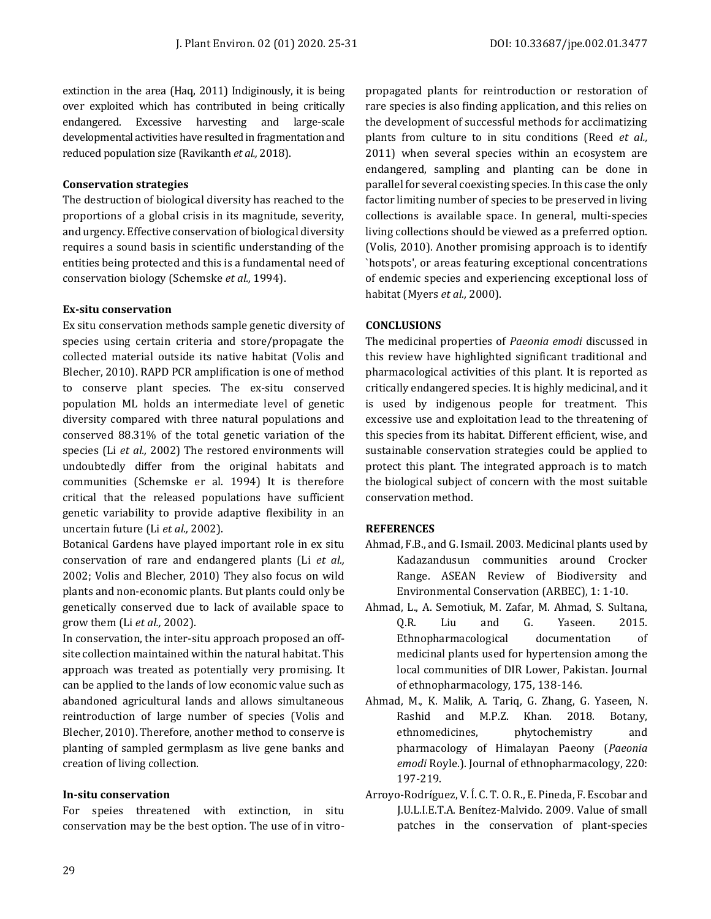extinction in the area (Haq, 2011) Indiginously, it is being over exploited which has contributed in being critically endangered. Excessive harvesting and large-scale developmental activities have resulted in fragmentation and reduced population size (Ravikanth *et al.,* 2018).

**Conservation strategies**

The destruction of biological diversity has reached to the proportions of a global crisis in its magnitude, severity, and urgency. Effective conservation of biological diversity requires a sound basis in scientific understanding of the entities being protected and this is a fundamental need of conservation biology (Schemske *et al.,* 1994).

**Ex-situ conservation**

Ex situ conservation methods sample genetic diversity of species using certain criteria and store/propagate the collected material outside its native habitat (Volis and Blecher, 2010). RAPD PCR amplification is one of method to conserve plant species. The ex-situ conserved population ML holds an intermediate level of genetic diversity compared with three natural populations and conserved 88.31% of the total genetic variation of the species (Li *et al.,* 2002) The restored environments will undoubtedly differ from the original habitats and communities (Schemske er al. 1994) It is therefore critical that the released populations have sufficient genetic variability to provide adaptive flexibility in an uncertain future (Li *et al.,* 2002).

Botanical Gardens have played important role in ex situ conservation of rare and endangered plants (Li *et al.,* 2002; Volis and Blecher, 2010) They also focus on wild plants and non-economic plants. But plants could only be genetically conserved due to lack of available space to grow them (Li *et al.,* 2002).

In conservation, the inter-situ approach proposed an off-site collection maintained within the natural habitat. This approach was treated as potentially very promising. It can be applied to the lands of low economic value such as abandoned agricultural lands and allows simultaneous reintroduction of large number of species (Volis and Blecher, 2010). Therefore, another method to conserve is planting of sampled germplasm as live gene banks and creation of living collection.

**In-situ conservation**

For speies threatened with extinction, in situ conservation may be the best option. The use of in vitro-propagated plants for reintroduction or restoration of rare species is also finding application, and this relies on the development of successful methods for acclimatizing plants from culture to in situ conditions (Reed *et al.,* 2011) when several species within an ecosystem are endangered, sampling and planting can be done in parallel for several coexisting species. In this case the only factor limiting number of species to be preserved in living collections is available space. In general, multi-species living collections should be viewed as a preferred option. (Volis, 2010). Another promising approach is to identify `hotspots', or areas featuring exceptional concentrations of endemic species and experiencing exceptional loss of habitat (Myers *et al.,* 2000).

## CONCLUSIONS

The medicinal properties of *Paeonia emodi* discussed in this review have highlighted significant traditional and pharmacological activities of this plant. It is reported as critically endangered species. It is highly medicinal, and it is used by indigenous people for treatment. This excessive use and exploitation lead to the threatening of this species from its habitat. Different efficient, wise, and sustainable conservation strategies could be applied to protect this plant. The integrated approach is to match the biological subject of concern with the most suitable conservation method.

## REFERENCES

Ahmad, F.B., and G. Ismail. 2003. Medicinal plants used by Kadazandusun communities around Crocker Range. ASEAN Review of Biodiversity and Environmental Conservation (ARBEC), 1: 1-10.

Ahmad, L., A. Semotiuk, M. Zafar, M. Ahmad, S. Sultana, Q.R. Liu and G. Yaseen. 2015. Ethnopharmacological documentation of medicinal plants used for hypertension among the local communities of DIR Lower, Pakistan. Journal of ethnopharmacology, 175, 138-146.

Ahmad, M., K. Malik, A. Tariq, G. Zhang, G. Yaseen, N. Rashid and M.P.Z. Khan. 2018. Botany, ethnomedicines, phytochemistry and pharmacology of Himalayan Paeony (*Paeonia emodi* Royle.). Journal of ethnopharmacology, 220: 197-219.

Arroyo-Rodríguez, V. Í. C. T. O. R., E. Pineda, F. Escobar and J.U.L.I.E.T.A. Benítez-Malvido. 2009. Value of small patches in the conservation of plant-species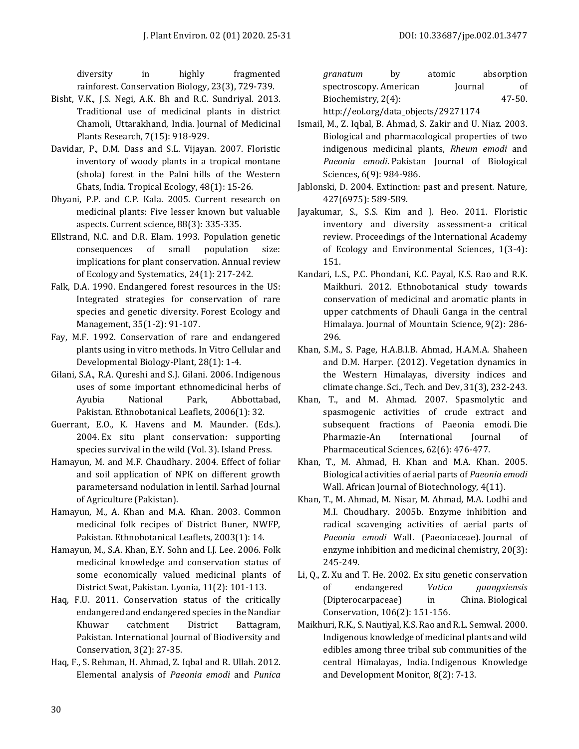diversity in highly fragmented rainforest. Conservation Biology, 23(3), 729-739.

Bisht, V.K., J.S. Negi, A.K. Bh and R.C. Sundriyal. 2013. Traditional use of medicinal plants in district Chamoli, Uttarakhand, India. Journal of Medicinal Plants Research, 7(15): 918-929.

Davidar, P., D.M. Dass and S.L. Vijayan. 2007. Floristic inventory of woody plants in a tropical montane (shola) forest in the Palni hills of the Western Ghats, India. Tropical Ecology, 48(1): 15-26.

Dhyani, P.P. and C.P. Kala. 2005. Current research on medicinal plants: Five lesser known but valuable aspects. Current science, 88(3): 335-335.

Ellstrand, N.C. and D.R. Elam. 1993. Population genetic consequences of small population size: implications for plant conservation. Annual review of Ecology and Systematics, 24(1): 217-242.

Falk, D.A. 1990. Endangered forest resources in the US: Integrated strategies for conservation of rare species and genetic diversity. Forest Ecology and Management, 35(1-2): 91-107.

Fay, M.F. 1992. Conservation of rare and endangered plants using in vitro methods. In Vitro Cellular and Developmental Biology-Plant, 28(1): 1-4.

Gilani, S.A., R.A. Qureshi and S.J. Gilani. 2006. Indigenous uses of some important ethnomedicinal herbs of Ayubia National Park, Abbottabad, Pakistan. Ethnobotanical Leaflets, 2006(1): 32.

Guerrant, E.O., K. Havens and M. Maunder. (Eds.). 2004. Ex situ plant conservation: supporting species survival in the wild (Vol. 3). Island Press.

Hamayun, M. and M.F. Chaudhary. 2004. Effect of foliar and soil application of NPK on different growth parametersand nodulation in lentil. Sarhad Journal of Agriculture (Pakistan).

Hamayun, M., A. Khan and M.A. Khan. 2003. Common medicinal folk recipes of District Buner, NWFP, Pakistan. Ethnobotanical Leaflets, 2003(1): 14.

Hamayun, M., S.A. Khan, E.Y. Sohn and I.J. Lee. 2006. Folk medicinal knowledge and conservation status of some economically valued medicinal plants of District Swat, Pakistan. Lyonia, 11(2): 101-113.

Haq, F.U. 2011. Conservation status of the critically endangered and endangered species in the Nandiar Khuwar catchment District Battagram, Pakistan. International Journal of Biodiversity and Conservation, 3(2): 27-35.

Haq, F., S. Rehman, H. Ahmad, Z. Iqbal and R. Ullah. 2012. Elemental analysis of *Paeonia emodi* and *Punica granatum* by atomic absorption spectroscopy. American Journal of Biochemistry, 2(4): 47-50. http://eol.org/data_objects/29271174

Ismail, M., Z. Iqbal, B. Ahmad, S. Zakir and U. Niaz. 2003. Biological and pharmacological properties of two indigenous medicinal plants, *Rheum emodi* and *Paeonia emodi*. Pakistan Journal of Biological Sciences, 6(9): 984-986.

Jablonski, D. 2004. Extinction: past and present. Nature, 427(6975): 589-589.

Jayakumar, S., S.S. Kim and J. Heo. 2011. Floristic inventory and diversity assessment-a critical review. Proceedings of the International Academy of Ecology and Environmental Sciences, 1(3-4): 151.

Kandari, L.S., P.C. Phondani, K.C. Payal, K.S. Rao and R.K. Maikhuri. 2012. Ethnobotanical study towards conservation of medicinal and aromatic plants in upper catchments of Dhauli Ganga in the central Himalaya. Journal of Mountain Science, 9(2): 286-296.

Khan, S.M., S. Page, H.A.B.I.B. Ahmad, H.A.M.A. Shaheen and D.M. Harper. (2012). Vegetation dynamics in the Western Himalayas, diversity indices and climate change. Sci., Tech. and Dev, 31(3), 232-243.

Khan, T., and M. Ahmad. 2007. Spasmolytic and spasmogenic activities of crude extract and subsequent fractions of Paeonia emodi. Die Pharmazie-An International Journal of Pharmaceutical Sciences, 62(6): 476-477.

Khan, T., M. Ahmad, H. Khan and M.A. Khan. 2005. Biological activities of aerial parts of *Paeonia emodi* Wall. African Journal of Biotechnology, 4(11).

Khan, T., M. Ahmad, M. Nisar, M. Ahmad, M.A. Lodhi and M.I. Choudhary. 2005b. Enzyme inhibition and radical scavenging activities of aerial parts of *Paeonia emodi* Wall. (Paeoniaceae). Journal of enzyme inhibition and medicinal chemistry, 20(3): 245-249.

Li, Q., Z. Xu and T. He. 2002. Ex situ genetic conservation of endangered *Vatica guangxiensis* (Dipterocarpaceae) in China. Biological Conservation, 106(2): 151-156.

Maikhuri, R.K., S. Nautiyal, K.S. Rao and R.L. Semwal. 2000. Indigenous knowledge of medicinal plants and wild edibles among three tribal sub communities of the central Himalayas, India. Indigenous Knowledge and Development Monitor, 8(2): 7-13.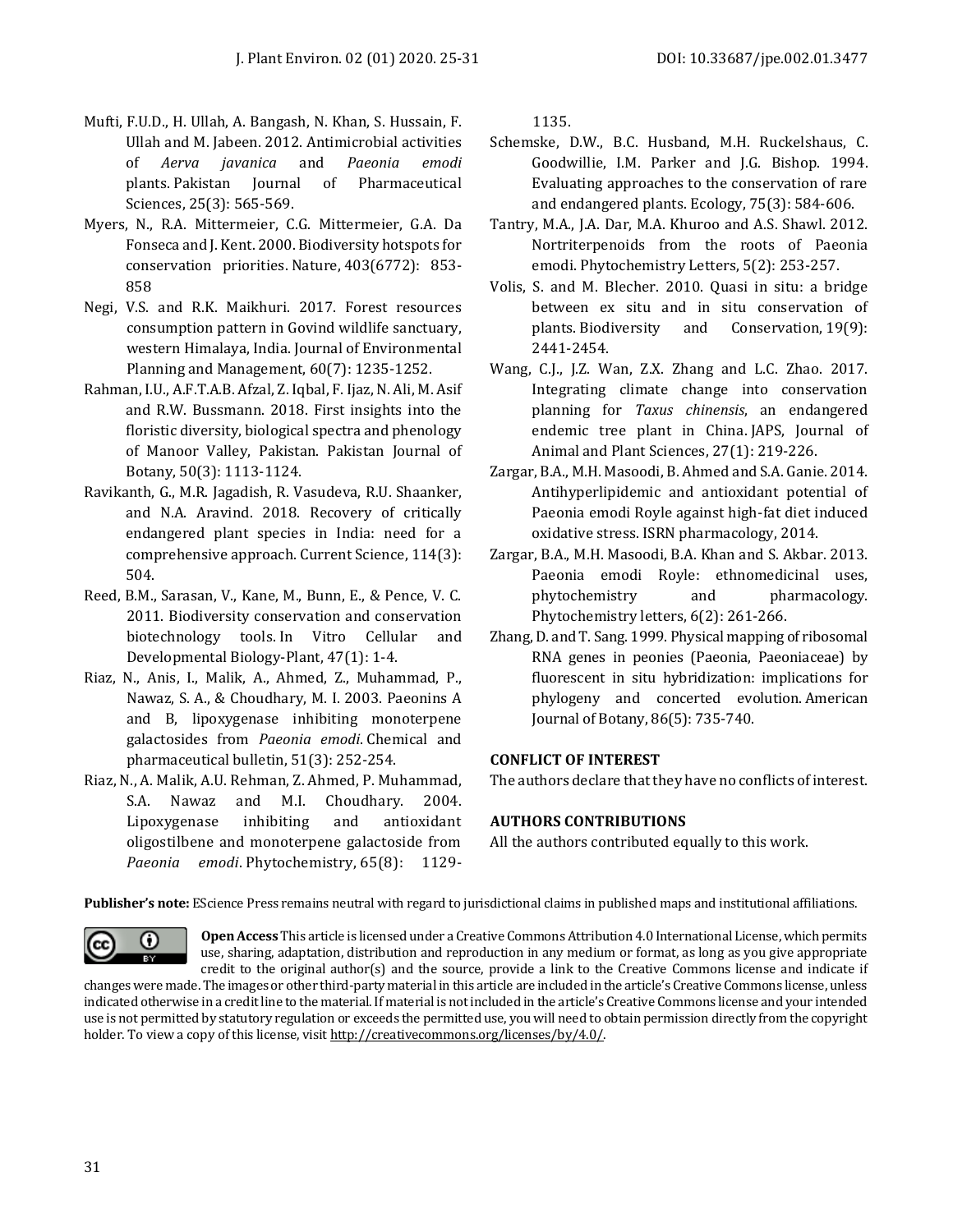Mufti, F.U.D., H. Ullah, A. Bangash, N. Khan, S. Hussain, F. Ullah and M. Jabeen. 2012. Antimicrobial activities of *Aerva javanica* and *Paeonia emodi* plants. Pakistan Journal of Pharmaceutical Sciences, 25(3): 565-569.

Myers, N., R.A. Mittermeier, C.G. Mittermeier, G.A. Da Fonseca and J. Kent. 2000. Biodiversity hotspots for conservation priorities. Nature, 403(6772): 853-858

Negi, V.S. and R.K. Maikhuri. 2017. Forest resources consumption pattern in Govind wildlife sanctuary, western Himalaya, India. Journal of Environmental Planning and Management, 60(7): 1235-1252.

Rahman, I.U., A.F.T.A.B. Afzal, Z. Iqbal, F. Ijaz, N. Ali, M. Asif and R.W. Bussmann. 2018. First insights into the floristic diversity, biological spectra and phenology of Manoor Valley, Pakistan. Pakistan Journal of Botany, 50(3): 1113-1124.

Ravikanth, G., M.R. Jagadish, R. Vasudeva, R.U. Shaanker, and N.A. Aravind. 2018. Recovery of critically endangered plant species in India: need for a comprehensive approach. Current Science, 114(3): 504.

Reed, B.M., Sarasan, V., Kane, M., Bunn, E., & Pence, V. C. 2011. Biodiversity conservation and conservation biotechnology tools. In Vitro Cellular and Developmental Biology-Plant, 47(1): 1-4.

Riaz, N., Anis, I., Malik, A., Ahmed, Z., Muhammad, P., Nawaz, S. A., & Choudhary, M. I. 2003. Paeonins A and B, lipoxygenase inhibiting monoterpene galactosides from *Paeonia emodi*. Chemical and pharmaceutical bulletin, 51(3): 252-254.

Riaz, N., A. Malik, A.U. Rehman, Z. Ahmed, P. Muhammad, S.A. Nawaz and M.I. Choudhary. 2004. Lipoxygenase inhibiting and antioxidant oligostilbene and monoterpene galactoside from *Paeonia emodi*. Phytochemistry, 65(8): 1129-1135.

Schemske, D.W., B.C. Husband, M.H. Ruckelshaus, C. Goodwillie, I.M. Parker and J.G. Bishop. 1994. Evaluating approaches to the conservation of rare and endangered plants. Ecology, 75(3): 584-606.

Tantry, M.A., J.A. Dar, M.A. Khuroo and A.S. Shawl. 2012. Nortriterpenoids from the roots of Paeonia emodi. Phytochemistry Letters, 5(2): 253-257.

Volis, S. and M. Blecher. 2010. Quasi in situ: a bridge between ex situ and in situ conservation of plants. Biodiversity and Conservation, 19(9): 2441-2454.

Wang, C.J., J.Z. Wan, Z.X. Zhang and L.C. Zhao. 2017. Integrating climate change into conservation planning for *Taxus chinensis*, an endangered endemic tree plant in China. JAPS, Journal of Animal and Plant Sciences, 27(1): 219-226.

Zargar, B.A., M.H. Masoodi, B. Ahmed and S.A. Ganie. 2014. Antihyperlipidemic and antioxidant potential of Paeonia emodi Royle against high-fat diet induced oxidative stress. ISRN pharmacology, 2014.

Zargar, B.A., M.H. Masoodi, B.A. Khan and S. Akbar. 2013. Paeonia emodi Royle: ethnomedicinal uses, phytochemistry and pharmacology. Phytochemistry letters, 6(2): 261-266.

Zhang, D. and T. Sang. 1999. Physical mapping of ribosomal RNA genes in peonies (Paeonia, Paeoniaceae) by fluorescent in situ hybridization: implications for phylogeny and concerted evolution. American Journal of Botany, 86(5): 735-740.

## CONFLICT OF INTEREST

The authors declare that they have no conflicts of interest.

## AUTHORS CONTRIBUTIONS

All the authors contributed equally to this work.

**Publisher's note:** EScience Press remains neutral with regard to jurisdictional claims in published maps and institutional affiliations.

**Open Access** This article is licensed under a Creative Commons Attribution 4.0 International License, which permits use, sharing, adaptation, distribution and reproduction in any medium or format, as long as you give appropriate credit to the original author(s) and the source, provide a link to the Creative Commons license and indicate if changes were made. The images or other third-party material in this article are included in the article's Creative Commons license, unless indicated otherwise in a credit line to the material. If material is not included in the article's Creative Commons license and your intended use is not permitted by statutory regulation or exceeds the permitted use, you will need to obtain permission directly from the copyright holder. To view a copy of this license, visit http://creativecommons.org/licenses/by/4.0/.